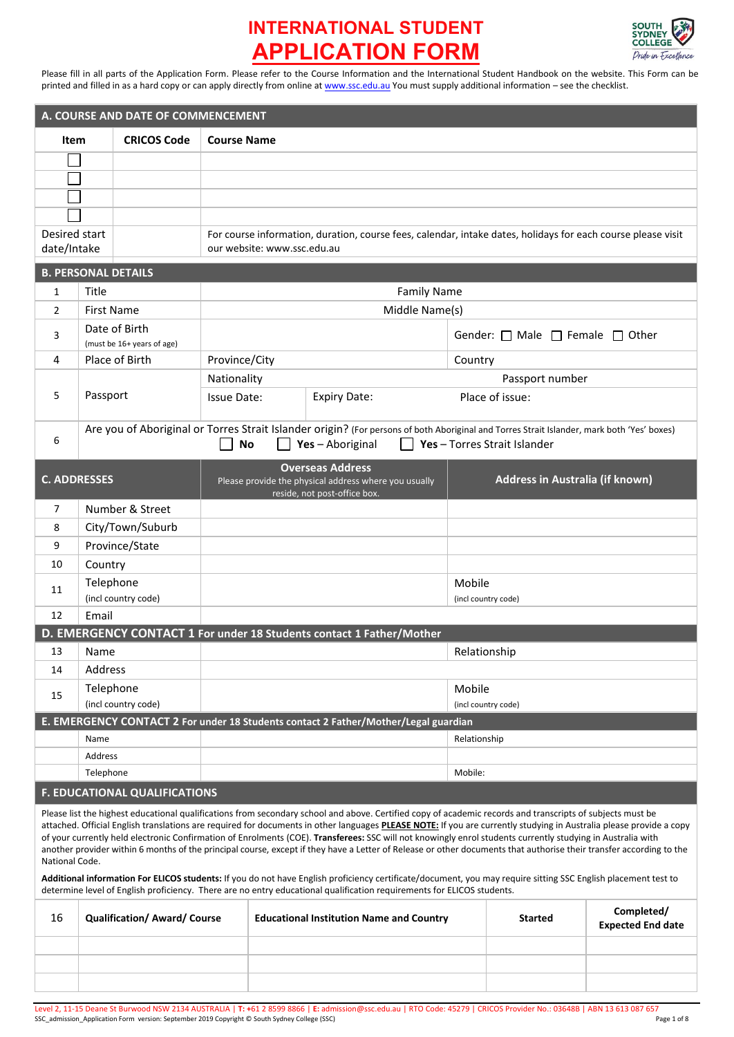# INTERNATIONAL STUDENT APPLICATION FORM

Please fill in all parts of the Application Form. Please refer to the Course Information and the International Student Handbook on the website. This Form can be printed and filled in as a hard copy or can apply directly from online at www.ssc.edu.au You must supply additional information – see the checklist.

## A. COURSE AND DATE OF COMMENCEMENT

| Item | CRICOS Code | Course Name |
|---|---|---|
| ☐ | | |
| ☐ | | |
| ☐ | | |
| ☐ | | |
| Desired start date/Intake | | For course information, duration, course fees, calendar, intake dates, holidays for each course please visit our website: www.ssc.edu.au |

## B. PERSONAL DETAILS

| | | | | |
|---|---|---|---|---|
| 1 | Title | | Family Name | |
| 2 | First Name | | Middle Name(s) | |
| 3 | Date of Birth (must be 16+ years of age) | | Gender: ☐ Male ☐ Female ☐ Other | |
| 4 | Place of Birth | Province/City | Country | |
| 5 | Passport | Nationality | Passport number | |
| | | Issue Date: | Expiry Date: | Place of issue: |
| 6 | Are you of Aboriginal or Torres Strait Islander origin? (For persons of both Aboriginal and Torres Strait Islander, mark both 'Yes' boxes) ☐ **No** ☐ **Yes** – Aboriginal ☐ **Yes** – Torres Strait Islander | | | |

## C. ADDRESSES

| | | Overseas Address<br>Please provide the physical address where you usually reside, not post-office box. | Address in Australia (if known) |
|---|---|---|---|
| 7 | Number & Street | | |
| 8 | City/Town/Suburb | | |
| 9 | Province/State | | |
| 10 | Country | | |
| 11 | Telephone (incl country code) | | Mobile (incl country code) |
| 12 | Email | | |

## D. EMERGENCY CONTACT 1 For under 18 Students contact 1 Father/Mother

| | | | |
|---|---|---|---|
| 13 | Name | | Relationship |
| 14 | Address | | |
| 15 | Telephone (incl country code) | | Mobile (incl country code) |

## E. EMERGENCY CONTACT 2 For under 18 Students contact 2 Father/Mother/Legal guardian

| | | | |
|---|---|---|---|
| | Name | | Relationship |
| | Address | | |
| | Telephone | | Mobile: |

## F. EDUCATIONAL QUALIFICATIONS

Please list the highest educational qualifications from secondary school and above. Certified copy of academic records and transcripts of subjects must be attached. Official English translations are required for documents in other languages **PLEASE NOTE:** If you are currently studying in Australia please provide a copy of your currently held electronic Confirmation of Enrolments (COE). **Transferees:** SSC will not knowingly enrol students currently studying in Australia with another provider within 6 months of the principal course, except if they have a Letter of Release or other documents that authorise their transfer according to the National Code.

**Additional information For ELICOS students:** If you do not have English proficiency certificate/document, you may require sitting SSC English placement test to determine level of English proficiency. There are no entry educational qualification requirements for ELICOS students.

| 16 | Qualification/ Award/ Course | Educational Institution Name and Country | Started | Completed/ Expected End date |
|---|---|---|---|---|
| | | | | |
| | | | | |
| | | | | |

Level 2, 11-15 Deane St Burwood NSW 2134 AUSTRALIA | T: +61 2 8599 8866 | E: admission@ssc.edu.au | RTO Code: 45279 | CRICOS Provider No.: 03648B | ABN 13 613 087 657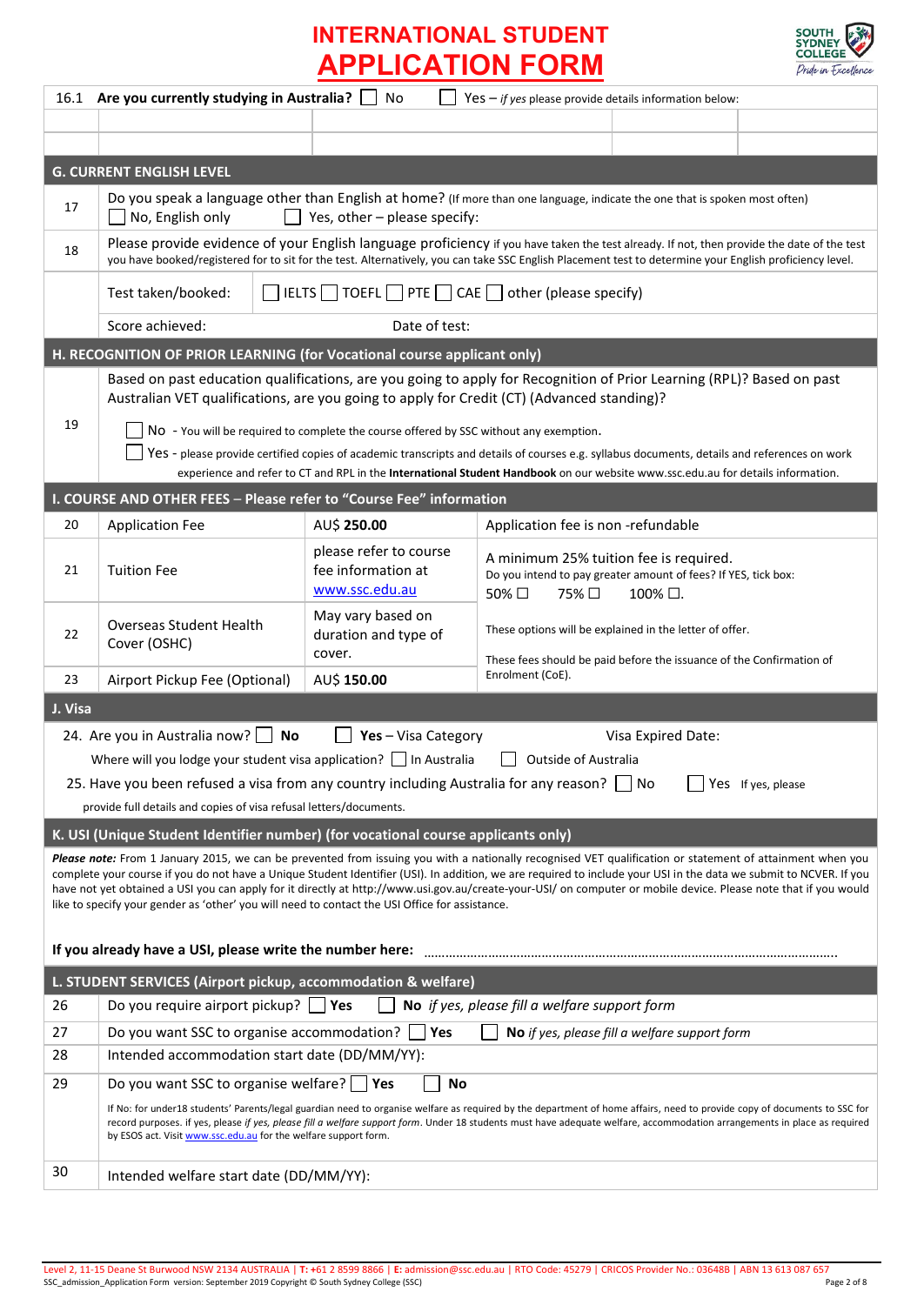# INTERNATIONAL STUDENT APPLICATION FORM

| 16.1 | **Are you currently studying in Australia?** ☐ No ☐ Yes – *if yes* please provide details information below: | | | |
|---|---|---|---|---|
| | | | | |
| | | | | |

## G. CURRENT ENGLISH LEVEL

| | |
|---|---|
| 17 | Do you speak a language other than English at home? (If more than one language, indicate the one that is spoken most often) ☐ No, English only ☐ Yes, other – please specify: |
| 18 | Please provide evidence of your English language proficiency if you have taken the test already. If not, then provide the date of the test you have booked/registered for to sit for the test. Alternatively, you can take SSC English Placement test to determine your English proficiency level. |
| | Test taken/booked: ☐ IELTS ☐ TOEFL ☐ PTE ☐ CAE ☐ other (please specify) |
| | Score achieved: Date of test: |

## H. RECOGNITION OF PRIOR LEARNING (for Vocational course applicant only)

| | |
|---|---|
| 19 | Based on past education qualifications, are you going to apply for Recognition of Prior Learning (RPL)? Based on past Australian VET qualifications, are you going to apply for Credit (CT) (Advanced standing)?<br><br>☐ No - You will be required to complete the course offered by SSC without any exemption.<br>☐ Yes - please provide certified copies of academic transcripts and details of courses e.g. syllabus documents, details and references on work experience and refer to CT and RPL in the **International Student Handbook** on our website www.ssc.edu.au for details information. |

## I. COURSE AND OTHER FEES – Please refer to "Course Fee" information

| | | | |
|---|---|---|---|
| 20 | Application Fee | AU$ **250.00** | Application fee is non -refundable |
| 21 | Tuition Fee | please refer to course fee information at www.ssc.edu.au | A minimum 25% tuition fee is required.<br>Do you intend to pay greater amount of fees? If YES, tick box:<br>50% ☐ 75% ☐ 100% ☐. |
| 22 | Overseas Student Health Cover (OSHC) | May vary based on duration and type of cover. | These options will be explained in the letter of offer.<br><br>These fees should be paid before the issuance of the Confirmation of Enrolment (CoE). |
| 23 | Airport Pickup Fee (Optional) | AU$ **150.00** | |

## J. Visa

24. Are you in Australia now? ☐ **No** ☐ **Yes** – Visa Category Visa Expired Date:

Where will you lodge your student visa application? ☐ In Australia ☐ Outside of Australia

25. Have you been refused a visa from any country including Australia for any reason? ☐ No ☐ Yes If yes, please provide full details and copies of visa refusal letters/documents.

## K. USI (Unique Student Identifier number) (for vocational course applicants only)

***Please note:*** From 1 January 2015, we can be prevented from issuing you with a nationally recognised VET qualification or statement of attainment when you complete your course if you do not have a Unique Student Identifier (USI). In addition, we are required to include your USI in the data we submit to NCVER. If you have not yet obtained a USI you can apply for it directly at http://www.usi.gov.au/create-your-USI/ on computer or mobile device. Please note that if you would like to specify your gender as 'other' you will need to contact the USI Office for assistance.

**If you already have a USI, please write the number here:** ……………………………………………………………………………………………

## L. STUDENT SERVICES (Airport pickup, accommodation & welfare)

| | |
|---|---|
| 26 | Do you require airport pickup? ☐ **Yes** ☐ **No** *if yes, please fill a welfare support form* |
| 27 | Do you want SSC to organise accommodation? ☐ **Yes** ☐ **No** *if yes, please fill a welfare support form* |
| 28 | Intended accommodation start date (DD/MM/YY): |
| 29 | Do you want SSC to organise welfare? ☐ **Yes** ☐ **No**<br><br>If No: for under18 students' Parents/legal guardian need to organise welfare as required by the department of home affairs, need to provide copy of documents to SSC for record purposes. if yes, please *if yes, please fill a welfare support form*. Under 18 students must have adequate welfare, accommodation arrangements in place as required by ESOS act. Visit www.ssc.edu.au for the welfare support form. |
| 30 | Intended welfare start date (DD/MM/YY): |

Level 2, 11-15 Deane St Burwood NSW 2134 AUSTRALIA | **T:** +61 2 8599 8866 | **E:** admission@ssc.edu.au | RTO Code: 45279 | CRICOS Provider No.: 03648B | ABN 13 613 087 657
SSC_admission_Application Form version: September 2019 Copyright © South Sydney College (SSC)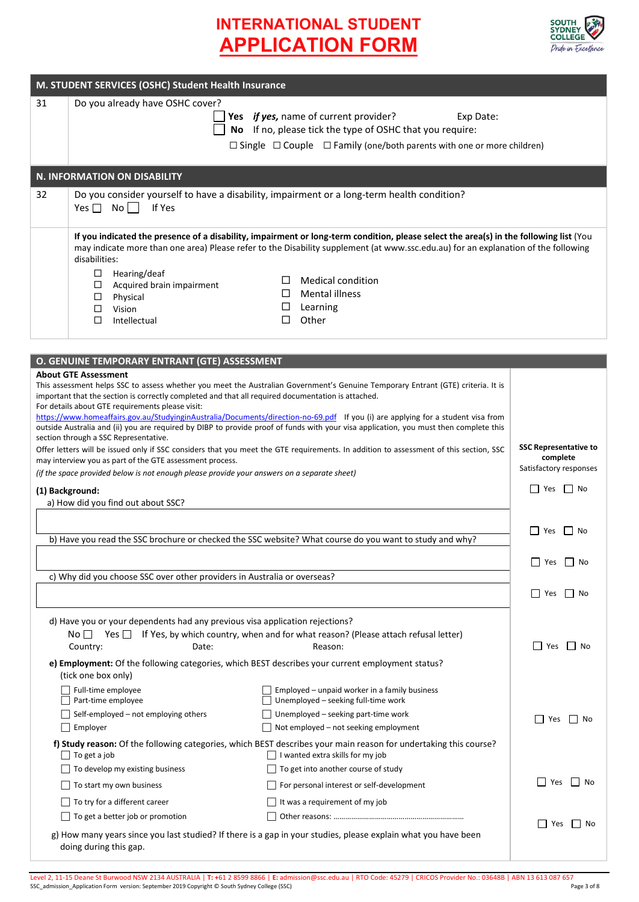# INTERNATIONAL STUDENT APPLICATION FORM

SOUTH SYDNEY COLLEGE *Pride in Excellence*

## M. STUDENT SERVICES (OSHC) Student Health Insurance

**31** Do you already have OSHC cover?

☐ **Yes** ***if yes,*** name of current provider? Exp Date:

☐ **No** If no, please tick the type of OSHC that you require:

☐ Single ☐ Couple ☐ Family (one/both parents with one or more children)

## N. INFORMATION ON DISABILITY

**32** Do you consider yourself to have a disability, impairment or a long-term health condition?

Yes ☐ No ☐ If Yes

**If you indicated the presence of a disability, impairment or long-term condition, please select the area(s) in the following list** (You may indicate more than one area) Please refer to the Disability supplement (at www.ssc.edu.au) for an explanation of the following disabilities:

☐ Hearing/deaf
☐ Acquired brain impairment
☐ Physical
☐ Vision
☐ Intellectual
☐ Medical condition
☐ Mental illness
☐ Learning
☐ Other

## O. GENUINE TEMPORARY ENTRANT (GTE) ASSESSMENT

**About GTE Assessment**

This assessment helps SSC to assess whether you meet the Australian Government's Genuine Temporary Entrant (GTE) criteria. It is important that the section is correctly completed and that all required documentation is attached.

For details about GTE requirements please visit:

https://www.homeaffairs.gov.au/StudyinginAustralia/Documents/direction-no-69.pdf If you (i) are applying for a student visa from outside Australia and (ii) you are required by DIBP to provide proof of funds with your visa application, you must then complete this section through a SSC Representative.

Offer letters will be issued only if SSC considers that you meet the GTE requirements. In addition to assessment of this section, SSC may interview you as part of the GTE assessment process.

*(if the space provided below is not enough please provide your answers on a separate sheet)*

**SSC Representative to complete** Satisfactory responses

**(1) Background:**

a) How did you find out about SSC? — ☐ Yes ☐ No

b) Have you read the SSC brochure or checked the SSC website? What course do you want to study and why? — ☐ Yes ☐ No

c) Why did you choose SSC over other providers in Australia or overseas? — ☐ Yes ☐ No

☐ Yes ☐ No

d) Have you or your dependents had any previous visa application rejections? — ☐ Yes ☐ No

No ☐ Yes ☐ If Yes, by which country, when and for what reason? (Please attach refusal letter)

Country: Date: Reason:

**e) Employment:** Of the following categories, which BEST describes your current employment status? (tick one box only) — ☐ Yes ☐ No

☐ Full-time employee
☐ Part-time employee
☐ Self-employed – not employing others
☐ Employer
☐ Employed – unpaid worker in a family business
☐ Unemployed – seeking full-time work
☐ Unemployed – seeking part-time work
☐ Not employed – not seeking employment

**f) Study reason:** Of the following categories, which BEST describes your main reason for undertaking this course? — ☐ Yes ☐ No

☐ To get a job
☐ To develop my existing business
☐ To start my own business
☐ To try for a different career
☐ To get a better job or promotion
☐ I wanted extra skills for my job
☐ To get into another course of study
☐ For personal interest or self-development
☐ It was a requirement of my job
☐ Other reasons: ..........................................................

g) How many years since you last studied? If there is a gap in your studies, please explain what you have been doing during this gap. — ☐ Yes ☐ No

Level 2, 11-15 Deane St Burwood NSW 2134 AUSTRALIA | **T:** +61 2 8599 8866 | **E:** admission@ssc.edu.au | RTO Code: 45279 | CRICOS Provider No.: 03648B | ABN 13 613 087 657

SSC_admission_Application Form version: September 2019 Copyright © South Sydney College (SSC)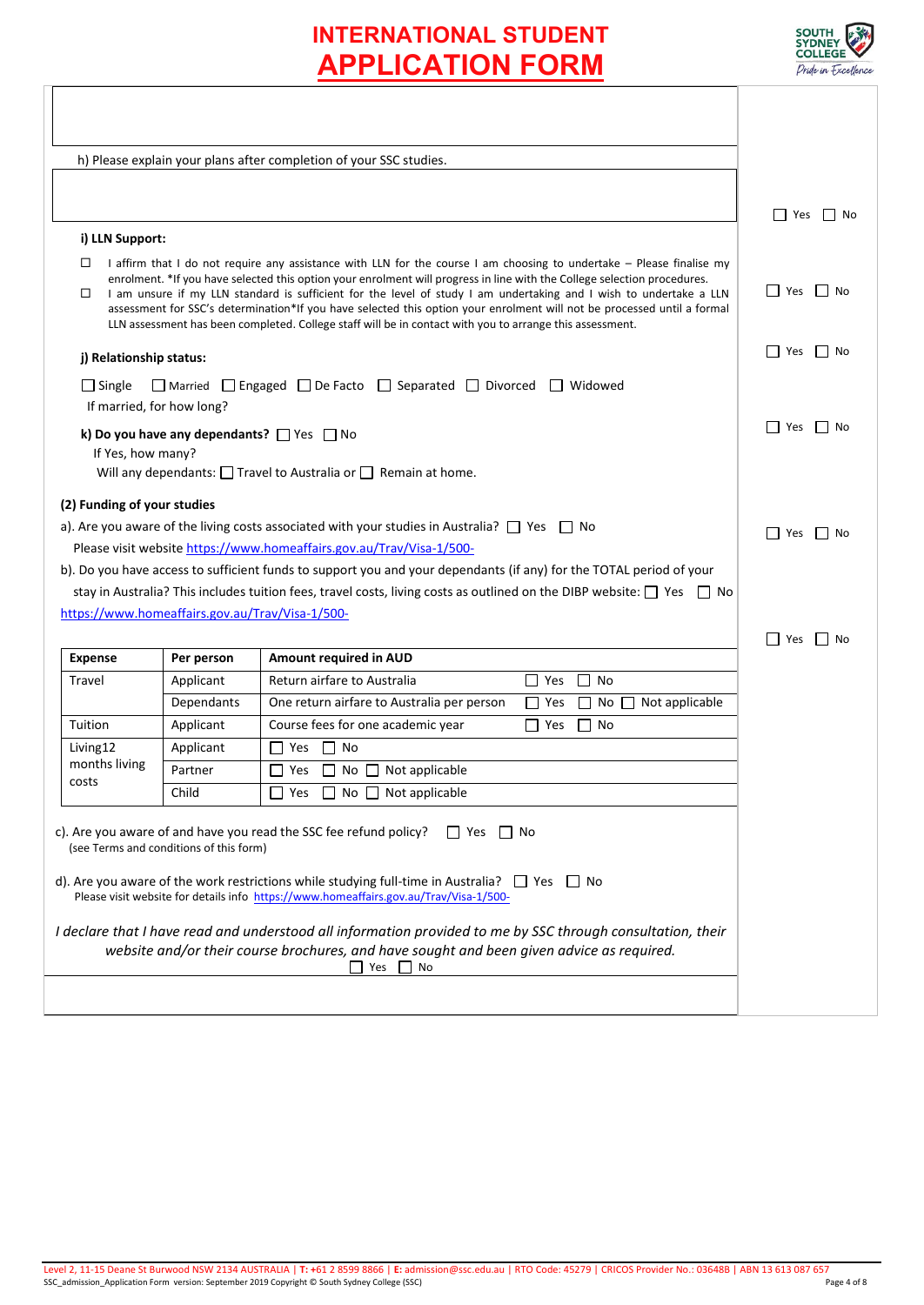# INTERNATIONAL STUDENT APPLICATION FORM

h) Please explain your plans after completion of your SSC studies.

☐ Yes ☐ No

**i) LLN Support:**

☐ I affirm that I do not require any assistance with LLN for the course I am choosing to undertake – Please finalise my enrolment. *If you have selected this option your enrolment will progress in line with the College selection procedures.

☐ I am unsure if my LLN standard is sufficient for the level of study I am undertaking and I wish to undertake a LLN assessment for SSC's determination*If you have selected this option your enrolment will not be processed until a formal LLN assessment has been completed. College staff will be in contact with you to arrange this assessment.

☐ Yes ☐ No

**j) Relationship status:**

☐ Single ☐ Married ☐ Engaged ☐ De Facto ☐ Separated ☐ Divorced ☐ Widowed

If married, for how long?

☐ Yes ☐ No

**k) Do you have any dependants?** ☐ Yes ☐ No

If Yes, how many?

Will any dependants: ☐ Travel to Australia or ☐ Remain at home.

☐ Yes ☐ No

**(2) Funding of your studies**

a). Are you aware of the living costs associated with your studies in Australia? ☐ Yes ☐ No

Please visit website https://www.homeaffairs.gov.au/Trav/Visa-1/500-

☐ Yes ☐ No

b). Do you have access to sufficient funds to support you and your dependants (if any) for the TOTAL period of your stay in Australia? This includes tuition fees, travel costs, living costs as outlined on the DIBP website: ☐ Yes ☐ No https://www.homeaffairs.gov.au/Trav/Visa-1/500-

☐ Yes ☐ No

| Expense | Per person | Amount required in AUD |
|---|---|---|
| Travel | Applicant | Return airfare to Australia ☐ Yes ☐ No |
| | Dependants | One return airfare to Australia per person ☐ Yes ☐ No ☐ Not applicable |
| Tuition | Applicant | Course fees for one academic year ☐ Yes ☐ No |
| Living12 months living costs | Applicant | ☐ Yes ☐ No |
| | Partner | ☐ Yes ☐ No ☐ Not applicable |
| | Child | ☐ Yes ☐ No ☐ Not applicable |

c). Are you aware of and have you read the SSC fee refund policy? ☐ Yes ☐ No
(see Terms and conditions of this form)

d). Are you aware of the work restrictions while studying full-time in Australia? ☐ Yes ☐ No
Please visit website for details info https://www.homeaffairs.gov.au/Trav/Visa-1/500-

*I declare that I have read and understood all information provided to me by SSC through consultation, their website and/or their course brochures, and have sought and been given advice as required.*
☐ Yes ☐ No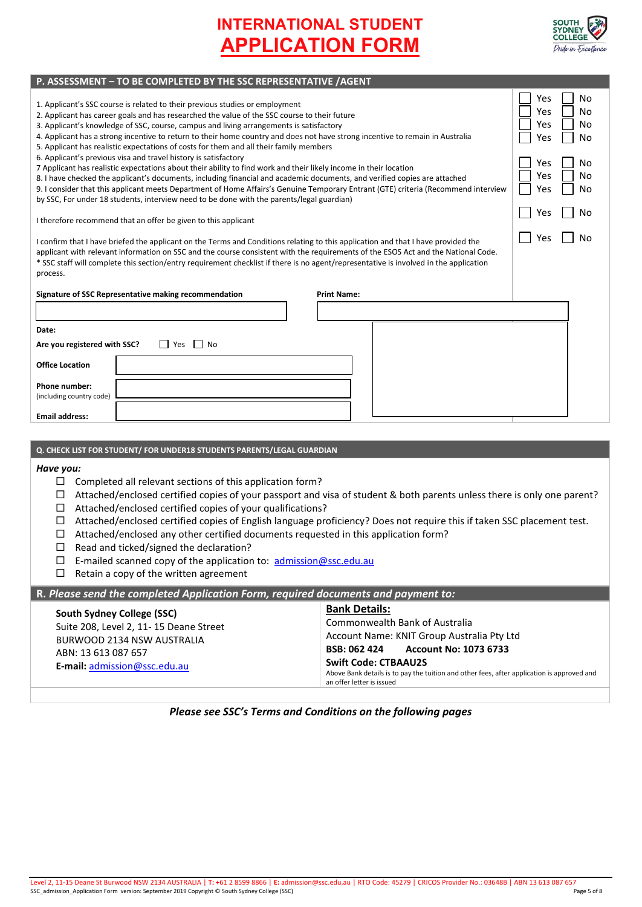# INTERNATIONAL STUDENT APPLICATION FORM

## P. ASSESSMENT – TO BE COMPLETED BY THE SSC REPRESENTATIVE /AGENT

| | |
|---|---|
| 1. Applicant's SSC course is related to their previous studies or employment | ☐ Yes ☐ No |
| 2. Applicant has career goals and has researched the value of the SSC course to their future | ☐ Yes ☐ No |
| 3. Applicant's knowledge of SSC, course, campus and living arrangements is satisfactory | ☐ Yes ☐ No |
| 4. Applicant has a strong incentive to return to their home country and does not have strong incentive to remain in Australia | ☐ Yes ☐ No |
| 5. Applicant has realistic expectations of costs for them and all their family members | |
| 6. Applicant's previous visa and travel history is satisfactory | ☐ Yes ☐ No |
| 7 Applicant has realistic expectations about their ability to find work and their likely income in their location | ☐ Yes ☐ No |
| 8. I have checked the applicant's documents, including financial and academic documents, and verified copies are attached | ☐ Yes ☐ No |
| 9. I consider that this applicant meets Department of Home Affairs's Genuine Temporary Entrant (GTE) criteria (Recommend interview by SSC, For under 18 students, interview need to be done with the parents/legal guardian) | |
| I therefore recommend that an offer be given to this applicant | ☐ Yes ☐ No |
| I confirm that I have briefed the applicant on the Terms and Conditions relating to this application and that I have provided the applicant with relevant information on SSC and the course consistent with the requirements of the ESOS Act and the National Code.<br>* SSC staff will complete this section/entry requirement checklist if there is no agent/representative is involved in the application process. | ☐ Yes ☐ No |

**Signature of SSC Representative making recommendation** \_\_\_\_\_\_\_\_\_\_\_\_\_\_\_\_

**Print Name:** \_\_\_\_\_\_\_\_\_\_\_\_\_\_\_\_

**Date:**

**Are you registered with SSC?** ☐ Yes ☐ No

**Office Location** \_\_\_\_\_\_\_\_\_\_\_\_\_\_\_\_

**Phone number:** (including country code) \_\_\_\_\_\_\_\_\_\_\_\_\_\_\_\_

**Email address:** \_\_\_\_\_\_\_\_\_\_\_\_\_\_\_\_

## Q. CHECK LIST FOR STUDENT/ FOR UNDER18 STUDENTS PARENTS/LEGAL GUARDIAN

*Have you:*

- ☐ Completed all relevant sections of this application form?
- ☐ Attached/enclosed certified copies of your passport and visa of student & both parents unless there is only one parent?
- ☐ Attached/enclosed certified copies of your qualifications?
- ☐ Attached/enclosed certified copies of English language proficiency? Does not require this if taken SSC placement test.
- ☐ Attached/enclosed any other certified documents requested in this application form?
- ☐ Read and ticked/signed the declaration?
- ☐ E-mailed scanned copy of the application to: admission@ssc.edu.au
- ☐ Retain a copy of the written agreement

## R. *Please send the completed Application Form, required documents and payment to:*

**South Sydney College (SSC)**
Suite 208, Level 2, 11- 15 Deane Street
BURWOOD 2134 NSW AUSTRALIA
ABN: 13 613 087 657
**E-mail:** admission@ssc.edu.au

**Bank Details:**
Commonwealth Bank of Australia
Account Name: KNIT Group Australia Pty Ltd
**BSB: 062 424** **Account No: 1073 6733**
**Swift Code: CTBAAU2S**
Above Bank details is to pay the tuition and other fees, after application is approved and an offer letter is issued

***Please see SSC's Terms and Conditions on the following pages***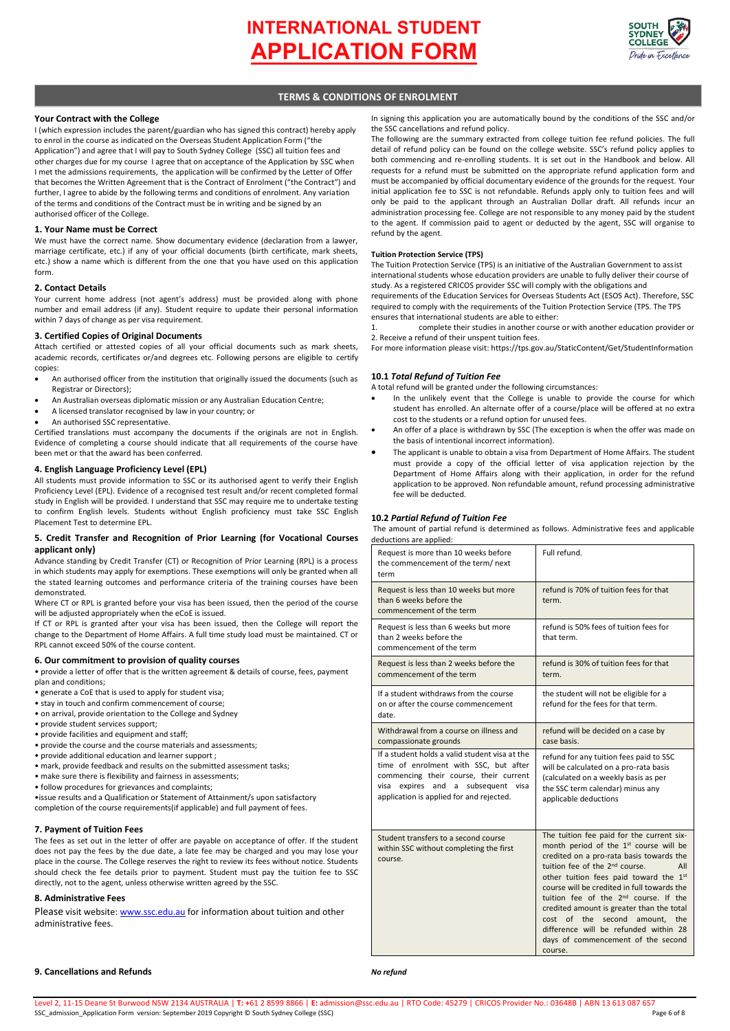# INTERNATIONAL STUDENT APPLICATION FORM

## TERMS & CONDITIONS OF ENROLMENT

### Your Contract with the College

I (which expression includes the parent/guardian who has signed this contract) hereby apply to enrol in the course as indicated on the Overseas Student Application Form ("the Application") and agree that I will pay to South Sydney College (SSC) all tuition fees and other charges due for my course I agree that on acceptance of the Application by SSC when I met the admissions requirements, the application will be confirmed by the Letter of Offer that becomes the Written Agreement that is the Contract of Enrolment ("the Contract") and further, I agree to abide by the following terms and conditions of enrolment. Any variation of the terms and conditions of the Contract must be in writing and be signed by an authorised officer of the College.

### 1. Your Name must be Correct

We must have the correct name. Show documentary evidence (declaration from a lawyer, marriage certificate, etc.) if any of your official documents (birth certificate, mark sheets, etc.) show a name which is different from the one that you have used on this application form.

### 2. Contact Details

Your current home address (not agent's address) must be provided along with phone number and email address (if any). Student require to update their personal information within 7 days of change as per visa requirement.

### 3. Certified Copies of Original Documents

Attach certified or attested copies of all your official documents such as mark sheets, academic records, certificates or/and degrees etc. Following persons are eligible to certify copies:

- An authorised officer from the institution that originally issued the documents (such as Registrar or Directors);
- An Australian overseas diplomatic mission or any Australian Education Centre;
- A licensed translator recognised by law in your country; or
- An authorised SSC representative.

Certified translations must accompany the documents if the originals are not in English. Evidence of completing a course should indicate that all requirements of the course have been met or that the award has been conferred.

### 4. English Language Proficiency Level (EPL)

All students must provide information to SSC or its authorised agent to verify their English Proficiency Level (EPL). Evidence of a recognised test result and/or recent completed formal study in English will be provided. I understand that SSC may require me to undertake testing to confirm English levels. Students without English proficiency must take SSC English Placement Test to determine EPL.

### 5. Credit Transfer and Recognition of Prior Learning (for Vocational Courses applicant only)

Advance standing by Credit Transfer (CT) or Recognition of Prior Learning (RPL) is a process in which students may apply for exemptions. These exemptions will only be granted when all the stated learning outcomes and performance criteria of the training courses have been demonstrated.

Where CT or RPL is granted before your visa has been issued, then the period of the course will be adjusted appropriately when the eCoE is issued.

If CT or RPL is granted after your visa has been issued, then the College will report the change to the Department of Home Affairs. A full time study load must be maintained. CT or RPL cannot exceed 50% of the course content.

### 6. Our commitment to provision of quality courses

- provide a letter of offer that is the written agreement & details of course, fees, payment plan and conditions;
- generate a CoE that is used to apply for student visa;
- stay in touch and confirm commencement of course;
- on arrival, provide orientation to the College and Sydney
- provide student services support;
- provide facilities and equipment and staff;
- provide the course and the course materials and assessments;
- provide additional education and learner support ;
- mark, provide feedback and results on the submitted assessment tasks;
- make sure there is flexibility and fairness in assessments;
- follow procedures for grievances and complaints;
- issue results and a Qualification or Statement of Attainment/s upon satisfactory completion of the course requirements(if applicable) and full payment of fees.

### 7. Payment of Tuition Fees

The fees as set out in the letter of offer are payable on acceptance of offer. If the student does not pay the fees by the due date, a late fee may be charged and you may lose your place in the course. The College reserves the right to review its fees without notice. Students should check the fee details prior to payment. Student must pay the tuition fee to SSC directly, not to the agent, unless otherwise written agreed by the SSC.

### 8. Administrative Fees

Please visit website: www.ssc.edu.au for information about tuition and other administrative fees.

### 9. Cancellations and Refunds

In signing this application you are automatically bound by the conditions of the SSC and/or the SSC cancellations and refund policy.

The following are the summary extracted from college tuition fee refund policies. The full detail of refund policy can be found on the college website. SSC's refund policy applies to both commencing and re-enrolling students. It is set out in the Handbook and below. All requests for a refund must be submitted on the appropriate refund application form and must be accompanied by official documentary evidence of the grounds for the request. Your initial application fee to SSC is not refundable. Refunds apply only to tuition fees and will only be paid to the applicant through an Australian Dollar draft. All refunds incur an administration processing fee. College are not responsible to any money paid by the student to the agent. If commission paid to agent or deducted by the agent, SSC will organise to refund by the agent.

#### Tuition Protection Service (TPS)

The Tuition Protection Service (TPS) is an initiative of the Australian Government to assist international students whose education providers are unable to fully deliver their course of study. As a registered CRICOS provider SSC will comply with the obligations and requirements of the Education Services for Overseas Students Act (ESOS Act). Therefore, SSC required to comply with the requirements of the Tuition Protection Service (TPS. The TPS ensures that international students are able to either:

1. complete their studies in another course or with another education provider or
2. Receive a refund of their unspent tuition fees.

For more information please visit: https://tps.gov.au/StaticContent/Get/StudentInformation

#### 10.1 *Total Refund of Tuition Fee*

A total refund will be granted under the following circumstances:

- In the unlikely event that the College is unable to provide the course for which student has enrolled. An alternate offer of a course/place will be offered at no extra cost to the students or a refund option for unused fees.
- An offer of a place is withdrawn by SSC (The exception is when the offer was made on the basis of intentional incorrect information).
- The applicant is unable to obtain a visa from Department of Home Affairs. The student must provide a copy of the official letter of visa application rejection by the Department of Home Affairs along with their application, in order for the refund application to be approved. Non refundable amount, refund processing administrative fee will be deducted.

#### 10.2 *Partial Refund of Tuition Fee*

The amount of partial refund is determined as follows. Administrative fees and applicable deductions are applied:

| | |
|---|---|
| Request is more than 10 weeks before the commencement of the term/ next term | Full refund. |
| Request is less than 10 weeks but more than 6 weeks before the commencement of the term | refund is 70% of tuition fees for that term. |
| Request is less than 6 weeks but more than 2 weeks before the commencement of the term | refund is 50% fees of tuition fees for that term. |
| Request is less than 2 weeks before the commencement of the term | refund is 30% of tuition fees for that term. |
| If a student withdraws from the course on or after the course commencement date. | the student will not be eligible for a refund for the fees for that term. |
| Withdrawal from a course on illness and compassionate grounds | refund will be decided on a case by case basis. |
| If a student holds a valid student visa at the time of enrolment with SSC, but after commencing their course, their current visa expires and a subsequent visa application is applied for and rejected. | refund for any tuition fees paid to SSC will be calculated on a pro-rata basis (calculated on a weekly basis as per the SSC term calendar) minus any applicable deductions |
| Student transfers to a second course within SSC without completing the first course. | The tuition fee paid for the current six-month period of the 1st course will be credited on a pro-rata basis towards the tuition fee of the 2nd course. All other tuition fees paid toward the 1st course will be credited in full towards the tuition fee of the 2nd course. If the credited amount is greater than the total cost of the second amount, the difference will be refunded within 28 days of commencement of the second course. |

*No refund*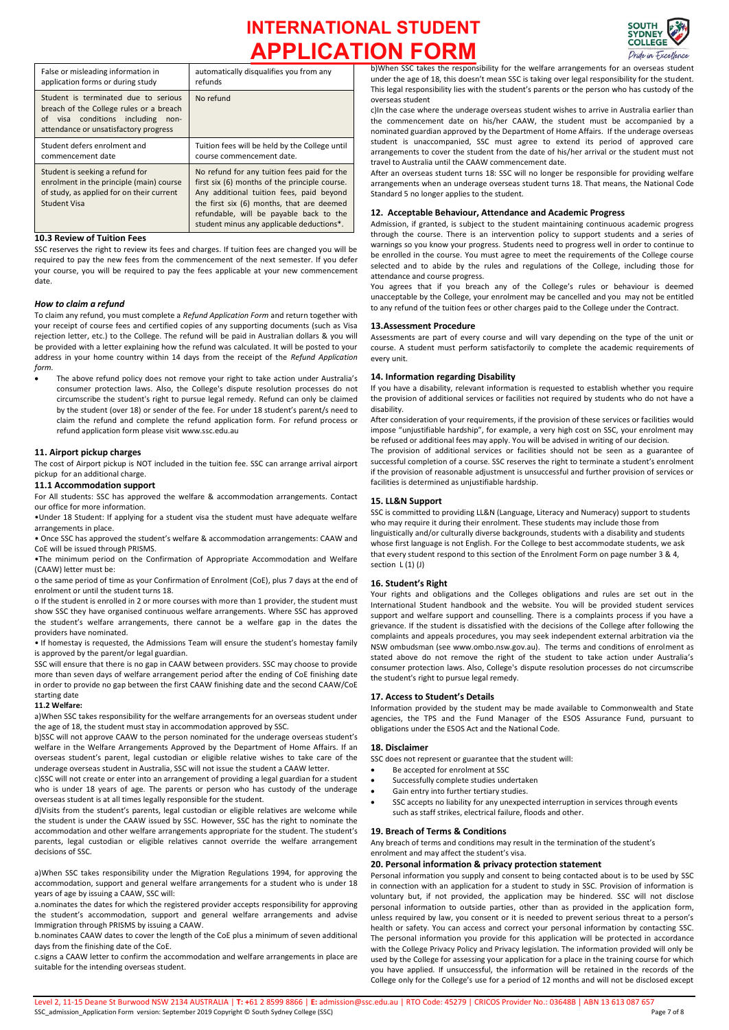| False or misleading information in application forms or during study | automatically disqualifies you from any refunds |
|---|---|
| Student is terminated due to serious breach of the College rules or a breach of visa conditions including non-attendance or unsatisfactory progress | No refund |
| Student defers enrolment and commencement date | Tuition fees will be held by the College until course commencement date. |
| Student is seeking a refund for enrolment in the principle (main) course of study, as applied for on their current Student Visa | No refund for any tuition fees paid for the first six (6) months of the principle course. Any additional tuition fees, paid beyond the first six (6) months, that are deemed refundable, will be payable back to the student minus any applicable deductions*. |

### 10.3 Review of Tuition Fees

SSC reserves the right to review its fees and charges. If tuition fees are changed you will be required to pay the new fees from the commencement of the next semester. If you defer your course, you will be required to pay the fees applicable at your new commencement date.

### *How to claim a refund*

To claim any refund, you must complete a *Refund Application Form* and return together with your receipt of course fees and certified copies of any supporting documents (such as Visa rejection letter, etc.) to the College. The refund will be paid in Australian dollars & you will be provided with a letter explaining how the refund was calculated. It will be posted to your address in your home country within 14 days from the receipt of the *Refund Application form.*

- The above refund policy does not remove your right to take action under Australia's consumer protection laws. Also, the College's dispute resolution processes do not circumscribe the student's right to pursue legal remedy. Refund can only be claimed by the student (over 18) or sender of the fee. For under 18 student's parent/s need to claim the refund and complete the refund application form. For refund process or refund application form please visit www.ssc.edu.au

### 11. Airport pickup charges

The cost of Airport pickup is NOT included in the tuition fee. SSC can arrange arrival airport pickup for an additional charge.

### 11.1 Accommodation support

For All students: SSC has approved the welfare & accommodation arrangements. Contact our office for more information.

•Under 18 Student: If applying for a student visa the student must have adequate welfare arrangements in place.

• Once SSC has approved the student's welfare & accommodation arrangements: CAAW and CoE will be issued through PRISMS.

•The minimum period on the Confirmation of Appropriate Accommodation and Welfare (CAAW) letter must be:

o the same period of time as your Confirmation of Enrolment (CoE), plus 7 days at the end of enrolment or until the student turns 18.

o If the student is enrolled in 2 or more courses with more than 1 provider, the student must show SSC they have organised continuous welfare arrangements. Where SSC has approved the student's welfare arrangements, there cannot be a welfare gap in the dates the providers have nominated.

• If homestay is requested, the Admissions Team will ensure the student's homestay family is approved by the parent/or legal guardian.

SSC will ensure that there is no gap in CAAW between providers. SSC may choose to provide more than seven days of welfare arrangement period after the ending of CoE finishing date in order to provide no gap between the first CAAW finishing date and the second CAAW/CoE starting date

#### 11.2 Welfare:

a)When SSC takes responsibility for the welfare arrangements for an overseas student under the age of 18, the student must stay in accommodation approved by SSC.

b)SSC will not approve CAAW to the person nominated for the underage overseas student's welfare in the Welfare Arrangements Approved by the Department of Home Affairs. If an overseas student's parent, legal custodian or eligible relative wishes to take care of the underage overseas student in Australia, SSC will not issue the student a CAAW letter.

c)SSC will not create or enter into an arrangement of providing a legal guardian for a student who is under 18 years of age. The parents or person who has custody of the underage overseas student is at all times legally responsible for the student.

d)Visits from the student's parents, legal custodian or eligible relatives are welcome while the student is under the CAAW issued by SSC. However, SSC has the right to nominate the accommodation and other welfare arrangements appropriate for the student. The student's parents, legal custodian or eligible relatives cannot override the welfare arrangement decisions of SSC.

a)When SSC takes responsibility under the Migration Regulations 1994, for approving the accommodation, support and general welfare arrangements for a student who is under 18 years of age by issuing a CAAW, SSC will:

a.nominates the dates for which the registered provider accepts responsibility for approving the student's accommodation, support and general welfare arrangements and advise Immigration through PRISMS by issuing a CAAW.

b.nominates CAAW dates to cover the length of the CoE plus a minimum of seven additional days from the finishing date of the CoE.

c.signs a CAAW letter to confirm the accommodation and welfare arrangements in place are suitable for the intending overseas student.

b)When SSC takes the responsibility for the welfare arrangements for an overseas student under the age of 18, this doesn't mean SSC is taking over legal responsibility for the student. This legal responsibility lies with the student's parents or the person who has custody of the overseas student

c)In the case where the underage overseas student wishes to arrive in Australia earlier than the commencement date on his/her CAAW, the student must be accompanied by a nominated guardian approved by the Department of Home Affairs. If the underage overseas student is unaccompanied, SSC must agree to extend its period of approved care arrangements to cover the student from the date of his/her arrival or the student must not travel to Australia until the CAAW commencement date.

After an overseas student turns 18: SSC will no longer be responsible for providing welfare arrangements when an underage overseas student turns 18. That means, the National Code Standard 5 no longer applies to the student.

### 12. Acceptable Behaviour, Attendance and Academic Progress

Admission, if granted, is subject to the student maintaining continuous academic progress through the course. There is an intervention policy to support students and a series of warnings so you know your progress. Students need to progress well in order to continue to be enrolled in the course. You must agree to meet the requirements of the College course selected and to abide by the rules and regulations of the College, including those for attendance and course progress.

You agrees that if you breach any of the College's rules or behaviour is deemed unacceptable by the College, your enrolment may be cancelled and you may not be entitled to any refund of the tuition fees or other charges paid to the College under the Contract.

### 13.Assessment Procedure

Assessments are part of every course and will vary depending on the type of the unit or course. A student must perform satisfactorily to complete the academic requirements of every unit.

### 14. Information regarding Disability

If you have a disability, relevant information is requested to establish whether you require the provision of additional services or facilities not required by students who do not have a disability.

After consideration of your requirements, if the provision of these services or facilities would impose "unjustifiable hardship", for example, a very high cost on SSC, your enrolment may be refused or additional fees may apply. You will be advised in writing of our decision.

The provision of additional services or facilities should not be seen as a guarantee of successful completion of a course. SSC reserves the right to terminate a student's enrolment if the provision of reasonable adjustment is unsuccessful and further provision of services or facilities is determined as unjustifiable hardship.

### 15. LL&N Support

SSC is committed to providing LL&N (Language, Literacy and Numeracy) support to students who may require it during their enrolment. These students may include those from linguistically and/or culturally diverse backgrounds, students with a disability and students whose first language is not English. For the College to best accommodate students, we ask that every student respond to this section of the Enrolment Form on page number 3 & 4, section L (1) (J)

### 16. Student's Right

Your rights and obligations and the Colleges obligations and rules are set out in the International Student handbook and the website. You will be provided student services support and welfare support and counselling. There is a complaints process if you have a grievance. If the student is dissatisfied with the decisions of the College after following the complaints and appeals procedures, you may seek independent external arbitration via the NSW ombudsman (see www.ombo.nsw.gov.au). The terms and conditions of enrolment as stated above do not remove the right of the student to take action under Australia's consumer protection laws. Also, College's dispute resolution processes do not circumscribe the student's right to pursue legal remedy.

### 17. Access to Student's Details

Information provided by the student may be made available to Commonwealth and State agencies, the TPS and the Fund Manager of the ESOS Assurance Fund, pursuant to obligations under the ESOS Act and the National Code.

### 18. Disclaimer

SSC does not represent or guarantee that the student will:

- Be accepted for enrolment at SSC
- Successfully complete studies undertaken
- Gain entry into further tertiary studies.
- SSC accepts no liability for any unexpected interruption in services through events such as staff strikes, electrical failure, floods and other.

### 19. Breach of Terms & Conditions

Any breach of terms and conditions may result in the termination of the student's enrolment and may affect the student's visa.

### 20. Personal information & privacy protection statement

Personal information you supply and consent to being contacted about is to be used by SSC in connection with an application for a student to study in SSC. Provision of information is voluntary but, if not provided, the application may be hindered. SSC will not disclose personal information to outside parties, other than as provided in the application form, unless required by law, you consent or it is needed to prevent serious threat to a person's health or safety. You can access and correct your personal information by contacting SSC. The personal information you provide for this application will be protected in accordance with the College Privacy Policy and Privacy legislation. The information provided will only be used by the College for assessing your application for a place in the training course for which you have applied. If unsuccessful, the information will be retained in the records of the College only for the College's use for a period of 12 months and will not be disclosed except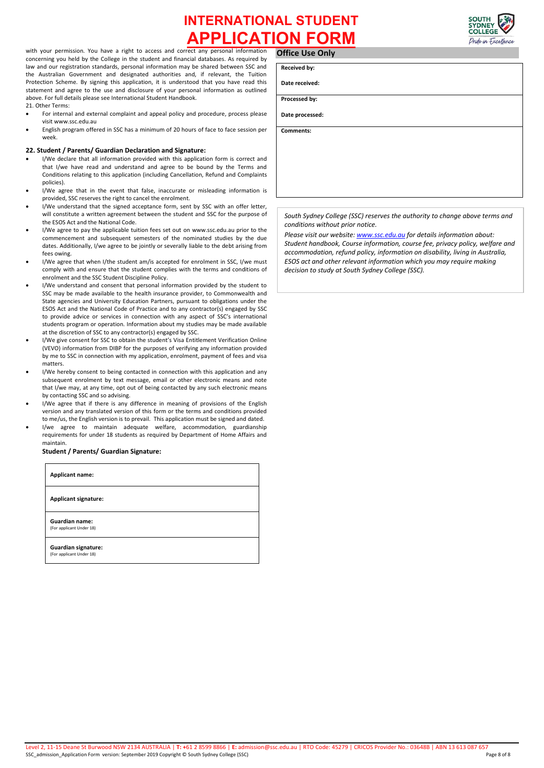# INTERNATIONAL STUDENT APPLICATION FORM

with your permission. You have a right to access and correct any personal information concerning you held by the College in the student and financial databases. As required by law and our registration standards, personal information may be shared between SSC and the Australian Government and designated authorities and, if relevant, the Tuition Protection Scheme. By signing this application, it is understood that you have read this statement and agree to the use and disclosure of your personal information as outlined above. For full details please see International Student Handbook.

21. Other Terms:

- For internal and external complaint and appeal policy and procedure, process please visit www.ssc.edu.au
- English program offered in SSC has a minimum of 20 hours of face to face session per week.

### 22. Student / Parents/ Guardian Declaration and Signature:

- I/We declare that all information provided with this application form is correct and that I/we have read and understand and agree to be bound by the Terms and Conditions relating to this application (including Cancellation, Refund and Complaints policies).
- I/We agree that in the event that false, inaccurate or misleading information is provided, SSC reserves the right to cancel the enrolment.
- I/We understand that the signed acceptance form, sent by SSC with an offer letter, will constitute a written agreement between the student and SSC for the purpose of the ESOS Act and the National Code.
- I/We agree to pay the applicable tuition fees set out on www.ssc.edu.au prior to the commencement and subsequent semesters of the nominated studies by the due dates. Additionally, I/we agree to be jointly or severally liable to the debt arising from fees owing.
- I/We agree that when I/the student am/is accepted for enrolment in SSC, I/we must comply with and ensure that the student complies with the terms and conditions of enrolment and the SSC Student Discipline Policy.
- I/We understand and consent that personal information provided by the student to SSC may be made available to the health insurance provider, to Commonwealth and State agencies and University Education Partners, pursuant to obligations under the ESOS Act and the National Code of Practice and to any contractor(s) engaged by SSC to provide advice or services in connection with any aspect of SSC's international students program or operation. Information about my studies may be made available at the discretion of SSC to any contractor(s) engaged by SSC.
- I/We give consent for SSC to obtain the student's Visa Entitlement Verification Online (VEVO) information from DIBP for the purposes of verifying any information provided by me to SSC in connection with my application, enrolment, payment of fees and visa matters.
- I/We hereby consent to being contacted in connection with this application and any subsequent enrolment by text message, email or other electronic means and note that I/we may, at any time, opt out of being contacted by any such electronic means by contacting SSC and so advising.
- I/We agree that if there is any difference in meaning of provisions of the English version and any translated version of this form or the terms and conditions provided to me/us, the English version is to prevail. This application must be signed and dated.
- I/we agree to maintain adequate welfare, accommodation, guardianship requirements for under 18 students as required by Department of Home Affairs and maintain.

**Student / Parents/ Guardian Signature:**

| | |
|---|---|
| **Applicant name:** | |
| **Applicant signature:** | |
| **Guardian name:** (For applicant Under 18) | |
| **Guardian signature:** (For applicant Under 18) | |

## Office Use Only

| | |
|---|---|
| **Received by:** | |
| **Date received:** | |
| **Processed by:** | |
| **Date processed:** | |
| **Comments:** | |

*South Sydney College (SSC) reserves the authority to change above terms and conditions without prior notice.*

*Please visit our website: www.ssc.edu.au for details information about: Student handbook, Course information, course fee, privacy policy, welfare and accommodation, refund policy, information on disability, living in Australia, ESOS act and other relevant information which you may require making decision to study at South Sydney College (SSC).*

Level 2, 11-15 Deane St Burwood NSW 2134 AUSTRALIA | **T:** +61 2 8599 8866 | **E:** admission@ssc.edu.au | RTO Code: 45279 | CRICOS Provider No.: 03648B | ABN 13 613 087 657

SSC_admission_Application Form version: September 2019 Copyright © South Sydney College (SSC)